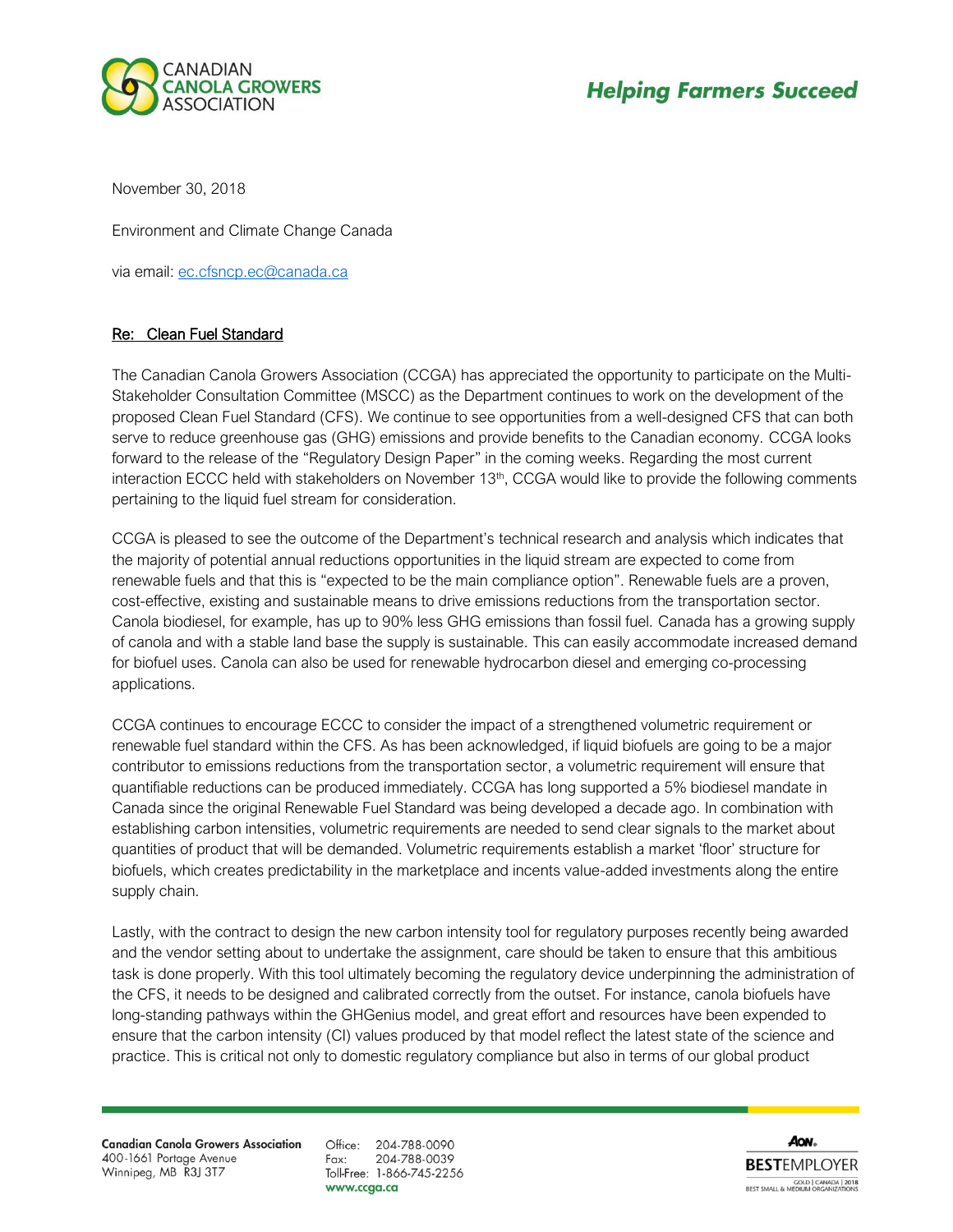CANADIAN CANOLA GROWERS ASSOCIATION

*Helping Farmers Succeed*

November 30, 2018

Environment and Climate Change Canada

via email: ec.cfsncp.ec@canada.ca

**Re: Clean Fuel Standard**

The Canadian Canola Growers Association (CCGA) has appreciated the opportunity to participate on the Multi-Stakeholder Consultation Committee (MSCC) as the Department continues to work on the development of the proposed Clean Fuel Standard (CFS). We continue to see opportunities from a well-designed CFS that can both serve to reduce greenhouse gas (GHG) emissions and provide benefits to the Canadian economy. CCGA looks forward to the release of the "Regulatory Design Paper" in the coming weeks. Regarding the most current interaction ECCC held with stakeholders on November 13th, CCGA would like to provide the following comments pertaining to the liquid fuel stream for consideration.

CCGA is pleased to see the outcome of the Department's technical research and analysis which indicates that the majority of potential annual reductions opportunities in the liquid stream are expected to come from renewable fuels and that this is "expected to be the main compliance option". Renewable fuels are a proven, cost-effective, existing and sustainable means to drive emissions reductions from the transportation sector. Canola biodiesel, for example, has up to 90% less GHG emissions than fossil fuel. Canada has a growing supply of canola and with a stable land base the supply is sustainable. This can easily accommodate increased demand for biofuel uses. Canola can also be used for renewable hydrocarbon diesel and emerging co-processing applications.

CCGA continues to encourage ECCC to consider the impact of a strengthened volumetric requirement or renewable fuel standard within the CFS. As has been acknowledged, if liquid biofuels are going to be a major contributor to emissions reductions from the transportation sector, a volumetric requirement will ensure that quantifiable reductions can be produced immediately. CCGA has long supported a 5% biodiesel mandate in Canada since the original Renewable Fuel Standard was being developed a decade ago. In combination with establishing carbon intensities, volumetric requirements are needed to send clear signals to the market about quantities of product that will be demanded. Volumetric requirements establish a market 'floor' structure for biofuels, which creates predictability in the marketplace and incents value-added investments along the entire supply chain.

Lastly, with the contract to design the new carbon intensity tool for regulatory purposes recently being awarded and the vendor setting about to undertake the assignment, care should be taken to ensure that this ambitious task is done properly. With this tool ultimately becoming the regulatory device underpinning the administration of the CFS, it needs to be designed and calibrated correctly from the outset. For instance, canola biofuels have long-standing pathways within the GHGenius model, and great effort and resources have been expended to ensure that the carbon intensity (CI) values produced by that model reflect the latest state of the science and practice. This is critical not only to domestic regulatory compliance but also in terms of our global product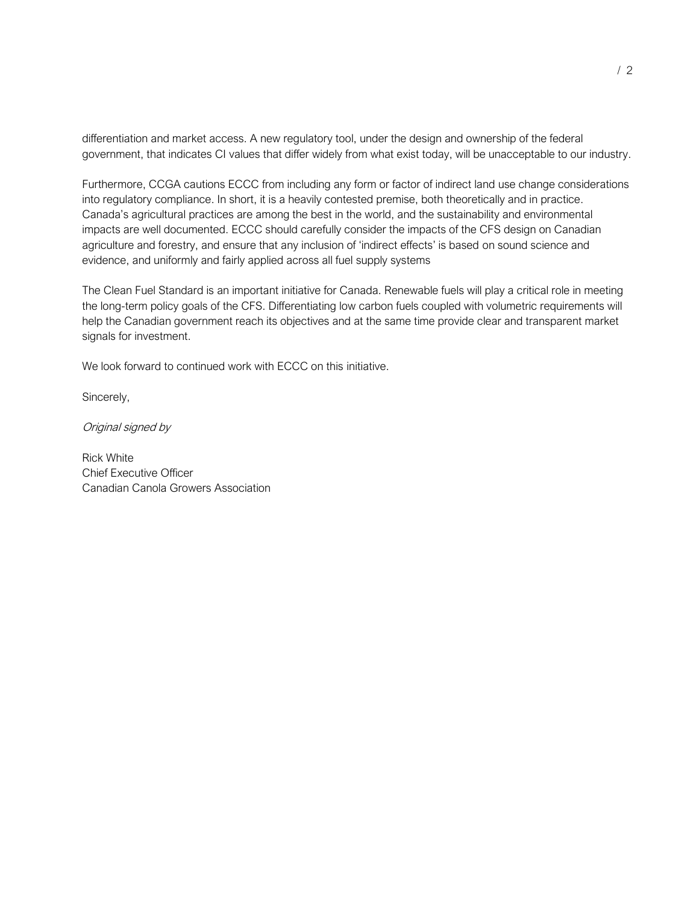differentiation and market access. A new regulatory tool, under the design and ownership of the federal government, that indicates CI values that differ widely from what exist today, will be unacceptable to our industry.

Furthermore, CCGA cautions ECCC from including any form or factor of indirect land use change considerations into regulatory compliance. In short, it is a heavily contested premise, both theoretically and in practice. Canada's agricultural practices are among the best in the world, and the sustainability and environmental impacts are well documented. ECCC should carefully consider the impacts of the CFS design on Canadian agriculture and forestry, and ensure that any inclusion of 'indirect effects' is based on sound science and evidence, and uniformly and fairly applied across all fuel supply systems

The Clean Fuel Standard is an important initiative for Canada. Renewable fuels will play a critical role in meeting the long-term policy goals of the CFS. Differentiating low carbon fuels coupled with volumetric requirements will help the Canadian government reach its objectives and at the same time provide clear and transparent market signals for investment.

We look forward to continued work with ECCC on this initiative.

Sincerely,

*Original signed by*

Rick White
Chief Executive Officer
Canadian Canola Growers Association